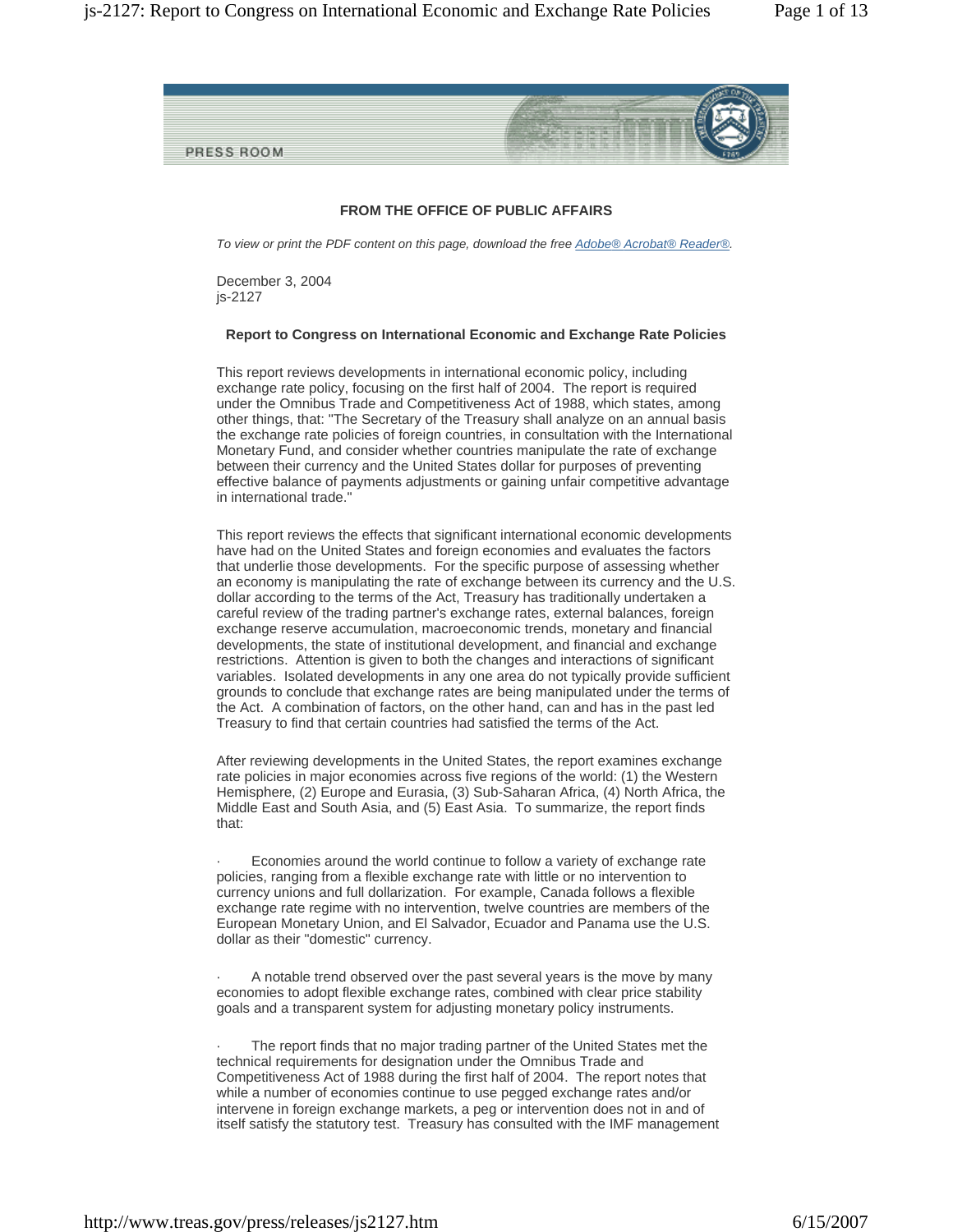PRESS ROOM

**FROM THE OFFICE OF PUBLIC AFFAIRS**

*To view or print the PDF content on this page, download the free [Adobe® Acrobat® Reader®](#).*

December 3, 2004
js-2127

## Report to Congress on International Economic and Exchange Rate Policies

This report reviews developments in international economic policy, including exchange rate policy, focusing on the first half of 2004. The report is required under the Omnibus Trade and Competitiveness Act of 1988, which states, among other things, that: "The Secretary of the Treasury shall analyze on an annual basis the exchange rate policies of foreign countries, in consultation with the International Monetary Fund, and consider whether countries manipulate the rate of exchange between their currency and the United States dollar for purposes of preventing effective balance of payments adjustments or gaining unfair competitive advantage in international trade."

This report reviews the effects that significant international economic developments have had on the United States and foreign economies and evaluates the factors that underlie those developments. For the specific purpose of assessing whether an economy is manipulating the rate of exchange between its currency and the U.S. dollar according to the terms of the Act, Treasury has traditionally undertaken a careful review of the trading partner's exchange rates, external balances, foreign exchange reserve accumulation, macroeconomic trends, monetary and financial developments, the state of institutional development, and financial and exchange restrictions. Attention is given to both the changes and interactions of significant variables. Isolated developments in any one area do not typically provide sufficient grounds to conclude that exchange rates are being manipulated under the terms of the Act. A combination of factors, on the other hand, can and has in the past led Treasury to find that certain countries had satisfied the terms of the Act.

After reviewing developments in the United States, the report examines exchange rate policies in major economies across five regions of the world: (1) the Western Hemisphere, (2) Europe and Eurasia, (3) Sub-Saharan Africa, (4) North Africa, the Middle East and South Asia, and (5) East Asia. To summarize, the report finds that:

- Economies around the world continue to follow a variety of exchange rate policies, ranging from a flexible exchange rate with little or no intervention to currency unions and full dollarization. For example, Canada follows a flexible exchange rate regime with no intervention, twelve countries are members of the European Monetary Union, and El Salvador, Ecuador and Panama use the U.S. dollar as their "domestic" currency.

- A notable trend observed over the past several years is the move by many economies to adopt flexible exchange rates, combined with clear price stability goals and a transparent system for adjusting monetary policy instruments.

- The report finds that no major trading partner of the United States met the technical requirements for designation under the Omnibus Trade and Competitiveness Act of 1988 during the first half of 2004. The report notes that while a number of economies continue to use pegged exchange rates and/or intervene in foreign exchange markets, a peg or intervention does not in and of itself satisfy the statutory test. Treasury has consulted with the IMF management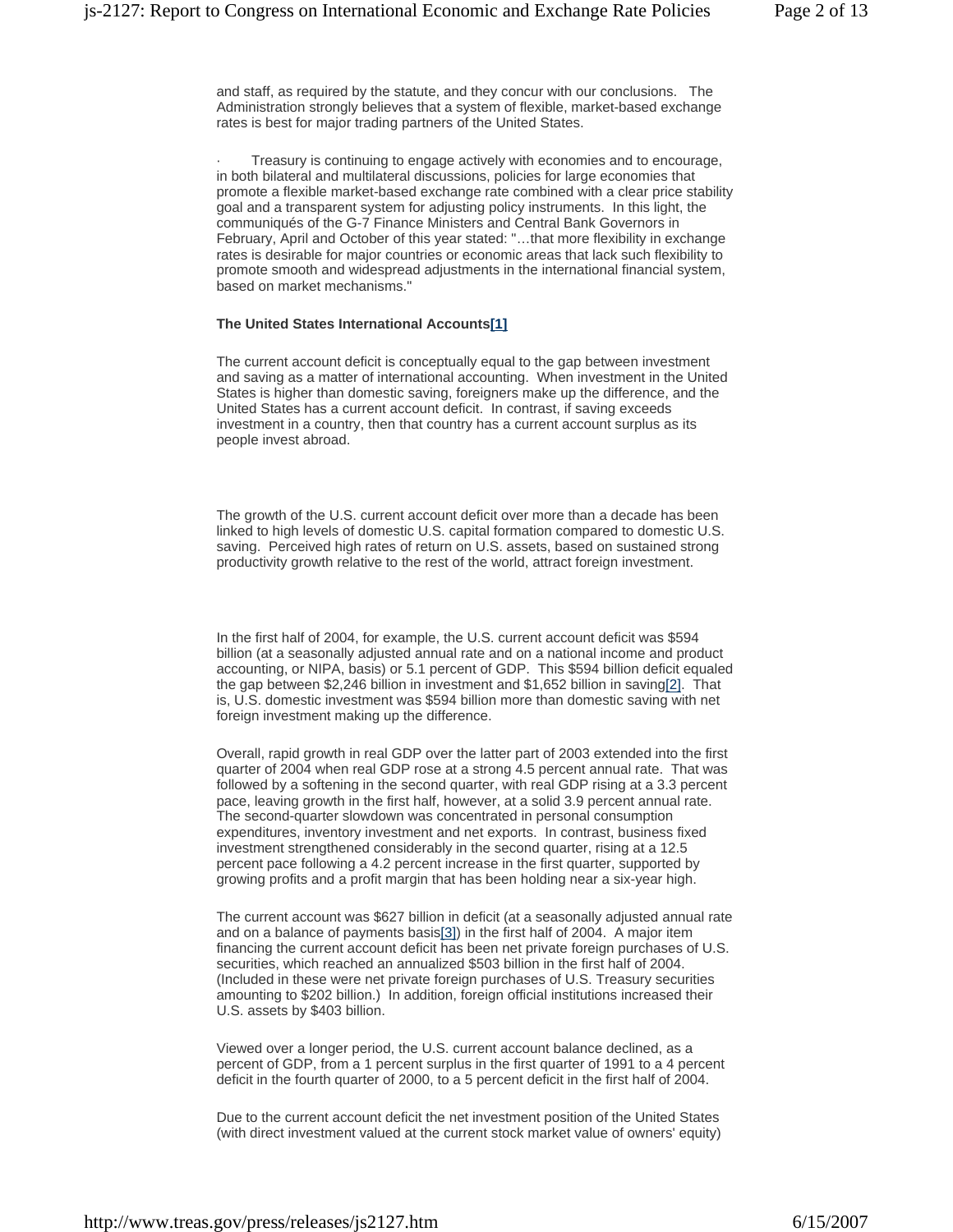and staff, as required by the statute, and they concur with our conclusions. The Administration strongly believes that a system of flexible, market-based exchange rates is best for major trading partners of the United States.

· Treasury is continuing to engage actively with economies and to encourage, in both bilateral and multilateral discussions, policies for large economies that promote a flexible market-based exchange rate combined with a clear price stability goal and a transparent system for adjusting policy instruments. In this light, the communiqués of the G-7 Finance Ministers and Central Bank Governors in February, April and October of this year stated: "…that more flexibility in exchange rates is desirable for major countries or economic areas that lack such flexibility to promote smooth and widespread adjustments in the international financial system, based on market mechanisms."

**The United States International Accounts[1]**

The current account deficit is conceptually equal to the gap between investment and saving as a matter of international accounting. When investment in the United States is higher than domestic saving, foreigners make up the difference, and the United States has a current account deficit. In contrast, if saving exceeds investment in a country, then that country has a current account surplus as its people invest abroad.

The growth of the U.S. current account deficit over more than a decade has been linked to high levels of domestic U.S. capital formation compared to domestic U.S. saving. Perceived high rates of return on U.S. assets, based on sustained strong productivity growth relative to the rest of the world, attract foreign investment.

In the first half of 2004, for example, the U.S. current account deficit was $594 billion (at a seasonally adjusted annual rate and on a national income and product accounting, or NIPA, basis) or 5.1 percent of GDP. This $594 billion deficit equaled the gap between $2,246 billion in investment and $1,652 billion in saving[2]. That is, U.S. domestic investment was $594 billion more than domestic saving with net foreign investment making up the difference.

Overall, rapid growth in real GDP over the latter part of 2003 extended into the first quarter of 2004 when real GDP rose at a strong 4.5 percent annual rate. That was followed by a softening in the second quarter, with real GDP rising at a 3.3 percent pace, leaving growth in the first half, however, at a solid 3.9 percent annual rate. The second-quarter slowdown was concentrated in personal consumption expenditures, inventory investment and net exports. In contrast, business fixed investment strengthened considerably in the second quarter, rising at a 12.5 percent pace following a 4.2 percent increase in the first quarter, supported by growing profits and a profit margin that has been holding near a six-year high.

The current account was $627 billion in deficit (at a seasonally adjusted annual rate and on a balance of payments basis[3]) in the first half of 2004. A major item financing the current account deficit has been net private foreign purchases of U.S. securities, which reached an annualized $503 billion in the first half of 2004. (Included in these were net private foreign purchases of U.S. Treasury securities amounting to $202 billion.) In addition, foreign official institutions increased their U.S. assets by $403 billion.

Viewed over a longer period, the U.S. current account balance declined, as a percent of GDP, from a 1 percent surplus in the first quarter of 1991 to a 4 percent deficit in the fourth quarter of 2000, to a 5 percent deficit in the first half of 2004.

Due to the current account deficit the net investment position of the United States (with direct investment valued at the current stock market value of owners' equity)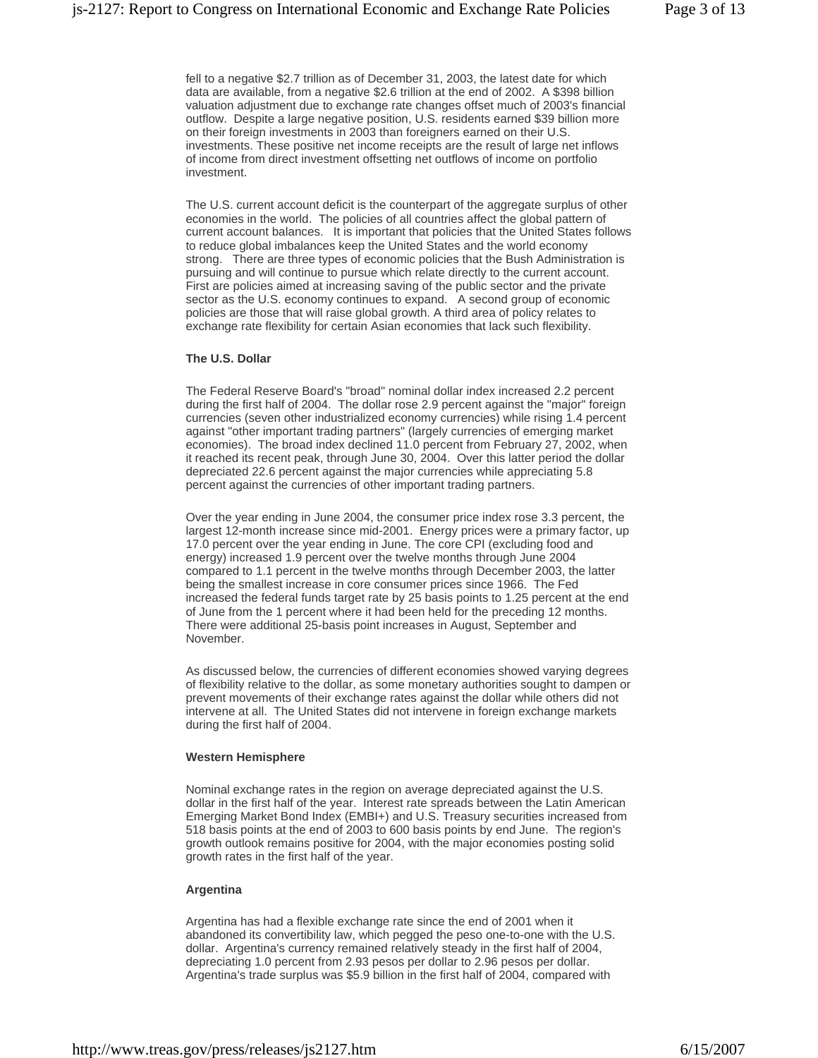fell to a negative $2.7 trillion as of December 31, 2003, the latest date for which data are available, from a negative $2.6 trillion at the end of 2002. A $398 billion valuation adjustment due to exchange rate changes offset much of 2003's financial outflow. Despite a large negative position, U.S. residents earned $39 billion more on their foreign investments in 2003 than foreigners earned on their U.S. investments. These positive net income receipts are the result of large net inflows of income from direct investment offsetting net outflows of income on portfolio investment.

The U.S. current account deficit is the counterpart of the aggregate surplus of other economies in the world. The policies of all countries affect the global pattern of current account balances. It is important that policies that the United States follows to reduce global imbalances keep the United States and the world economy strong. There are three types of economic policies that the Bush Administration is pursuing and will continue to pursue which relate directly to the current account. First are policies aimed at increasing saving of the public sector and the private sector as the U.S. economy continues to expand. A second group of economic policies are those that will raise global growth. A third area of policy relates to exchange rate flexibility for certain Asian economies that lack such flexibility.

**The U.S. Dollar**

The Federal Reserve Board's "broad" nominal dollar index increased 2.2 percent during the first half of 2004. The dollar rose 2.9 percent against the "major" foreign currencies (seven other industrialized economy currencies) while rising 1.4 percent against "other important trading partners" (largely currencies of emerging market economies). The broad index declined 11.0 percent from February 27, 2002, when it reached its recent peak, through June 30, 2004. Over this latter period the dollar depreciated 22.6 percent against the major currencies while appreciating 5.8 percent against the currencies of other important trading partners.

Over the year ending in June 2004, the consumer price index rose 3.3 percent, the largest 12-month increase since mid-2001. Energy prices were a primary factor, up 17.0 percent over the year ending in June. The core CPI (excluding food and energy) increased 1.9 percent over the twelve months through June 2004 compared to 1.1 percent in the twelve months through December 2003, the latter being the smallest increase in core consumer prices since 1966. The Fed increased the federal funds target rate by 25 basis points to 1.25 percent at the end of June from the 1 percent where it had been held for the preceding 12 months. There were additional 25-basis point increases in August, September and November.

As discussed below, the currencies of different economies showed varying degrees of flexibility relative to the dollar, as some monetary authorities sought to dampen or prevent movements of their exchange rates against the dollar while others did not intervene at all. The United States did not intervene in foreign exchange markets during the first half of 2004.

**Western Hemisphere**

Nominal exchange rates in the region on average depreciated against the U.S. dollar in the first half of the year. Interest rate spreads between the Latin American Emerging Market Bond Index (EMBI+) and U.S. Treasury securities increased from 518 basis points at the end of 2003 to 600 basis points by end June. The region's growth outlook remains positive for 2004, with the major economies posting solid growth rates in the first half of the year.

**Argentina**

Argentina has had a flexible exchange rate since the end of 2001 when it abandoned its convertibility law, which pegged the peso one-to-one with the U.S. dollar. Argentina's currency remained relatively steady in the first half of 2004, depreciating 1.0 percent from 2.93 pesos per dollar to 2.96 pesos per dollar. Argentina's trade surplus was $5.9 billion in the first half of 2004, compared with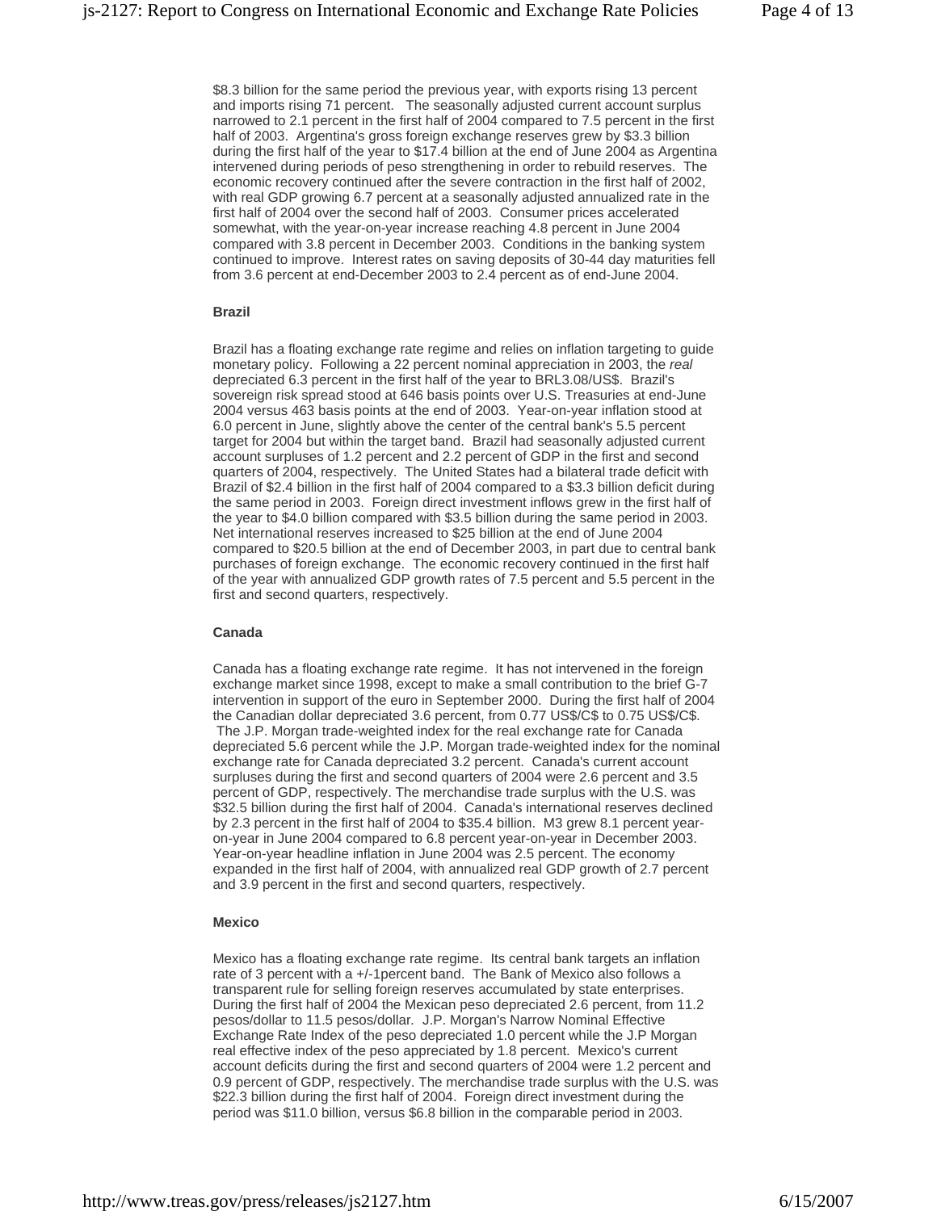$8.3 billion for the same period the previous year, with exports rising 13 percent and imports rising 71 percent. The seasonally adjusted current account surplus narrowed to 2.1 percent in the first half of 2004 compared to 7.5 percent in the first half of 2003. Argentina's gross foreign exchange reserves grew by $3.3 billion during the first half of the year to $17.4 billion at the end of June 2004 as Argentina intervened during periods of peso strengthening in order to rebuild reserves. The economic recovery continued after the severe contraction in the first half of 2002, with real GDP growing 6.7 percent at a seasonally adjusted annualized rate in the first half of 2004 over the second half of 2003. Consumer prices accelerated somewhat, with the year-on-year increase reaching 4.8 percent in June 2004 compared with 3.8 percent in December 2003. Conditions in the banking system continued to improve. Interest rates on saving deposits of 30-44 day maturities fell from 3.6 percent at end-December 2003 to 2.4 percent as of end-June 2004.

**Brazil**

Brazil has a floating exchange rate regime and relies on inflation targeting to guide monetary policy. Following a 22 percent nominal appreciation in 2003, the *real* depreciated 6.3 percent in the first half of the year to BRL3.08/US$. Brazil's sovereign risk spread stood at 646 basis points over U.S. Treasuries at end-June 2004 versus 463 basis points at the end of 2003. Year-on-year inflation stood at 6.0 percent in June, slightly above the center of the central bank's 5.5 percent target for 2004 but within the target band. Brazil had seasonally adjusted current account surpluses of 1.2 percent and 2.2 percent of GDP in the first and second quarters of 2004, respectively. The United States had a bilateral trade deficit with Brazil of $2.4 billion in the first half of 2004 compared to a $3.3 billion deficit during the same period in 2003. Foreign direct investment inflows grew in the first half of the year to $4.0 billion compared with $3.5 billion during the same period in 2003. Net international reserves increased to $25 billion at the end of June 2004 compared to $20.5 billion at the end of December 2003, in part due to central bank purchases of foreign exchange. The economic recovery continued in the first half of the year with annualized GDP growth rates of 7.5 percent and 5.5 percent in the first and second quarters, respectively.

**Canada**

Canada has a floating exchange rate regime. It has not intervened in the foreign exchange market since 1998, except to make a small contribution to the brief G-7 intervention in support of the euro in September 2000. During the first half of 2004 the Canadian dollar depreciated 3.6 percent, from 0.77 US$/C$ to 0.75 US$/C$. The J.P. Morgan trade-weighted index for the real exchange rate for Canada depreciated 5.6 percent while the J.P. Morgan trade-weighted index for the nominal exchange rate for Canada depreciated 3.2 percent. Canada's current account surpluses during the first and second quarters of 2004 were 2.6 percent and 3.5 percent of GDP, respectively. The merchandise trade surplus with the U.S. was $32.5 billion during the first half of 2004. Canada's international reserves declined by 2.3 percent in the first half of 2004 to $35.4 billion. M3 grew 8.1 percent year-on-year in June 2004 compared to 6.8 percent year-on-year in December 2003. Year-on-year headline inflation in June 2004 was 2.5 percent. The economy expanded in the first half of 2004, with annualized real GDP growth of 2.7 percent and 3.9 percent in the first and second quarters, respectively.

**Mexico**

Mexico has a floating exchange rate regime. Its central bank targets an inflation rate of 3 percent with a +/-1percent band. The Bank of Mexico also follows a transparent rule for selling foreign reserves accumulated by state enterprises. During the first half of 2004 the Mexican peso depreciated 2.6 percent, from 11.2 pesos/dollar to 11.5 pesos/dollar. J.P. Morgan's Narrow Nominal Effective Exchange Rate Index of the peso depreciated 1.0 percent while the J.P Morgan real effective index of the peso appreciated by 1.8 percent. Mexico's current account deficits during the first and second quarters of 2004 were 1.2 percent and 0.9 percent of GDP, respectively. The merchandise trade surplus with the U.S. was $22.3 billion during the first half of 2004. Foreign direct investment during the period was $11.0 billion, versus $6.8 billion in the comparable period in 2003.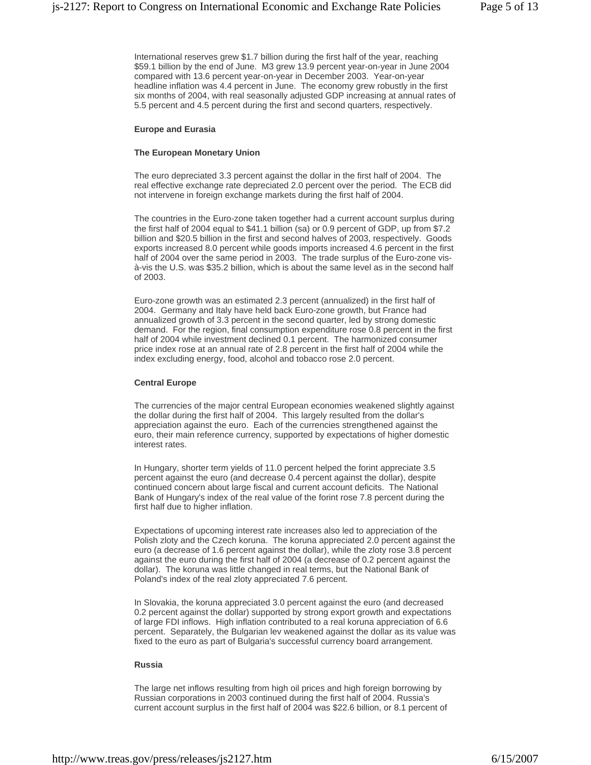International reserves grew $1.7 billion during the first half of the year, reaching $59.1 billion by the end of June. M3 grew 13.9 percent year-on-year in June 2004 compared with 13.6 percent year-on-year in December 2003. Year-on-year headline inflation was 4.4 percent in June. The economy grew robustly in the first six months of 2004, with real seasonally adjusted GDP increasing at annual rates of 5.5 percent and 4.5 percent during the first and second quarters, respectively.

**Europe and Eurasia**

**The European Monetary Union**

The euro depreciated 3.3 percent against the dollar in the first half of 2004. The real effective exchange rate depreciated 2.0 percent over the period. The ECB did not intervene in foreign exchange markets during the first half of 2004.

The countries in the Euro-zone taken together had a current account surplus during the first half of 2004 equal to $41.1 billion (sa) or 0.9 percent of GDP, up from $7.2 billion and $20.5 billion in the first and second halves of 2003, respectively. Goods exports increased 8.0 percent while goods imports increased 4.6 percent in the first half of 2004 over the same period in 2003. The trade surplus of the Euro-zone vis-à-vis the U.S. was $35.2 billion, which is about the same level as in the second half of 2003.

Euro-zone growth was an estimated 2.3 percent (annualized) in the first half of 2004. Germany and Italy have held back Euro-zone growth, but France had annualized growth of 3.3 percent in the second quarter, led by strong domestic demand. For the region, final consumption expenditure rose 0.8 percent in the first half of 2004 while investment declined 0.1 percent. The harmonized consumer price index rose at an annual rate of 2.8 percent in the first half of 2004 while the index excluding energy, food, alcohol and tobacco rose 2.0 percent.

**Central Europe**

The currencies of the major central European economies weakened slightly against the dollar during the first half of 2004. This largely resulted from the dollar's appreciation against the euro. Each of the currencies strengthened against the euro, their main reference currency, supported by expectations of higher domestic interest rates.

In Hungary, shorter term yields of 11.0 percent helped the forint appreciate 3.5 percent against the euro (and decrease 0.4 percent against the dollar), despite continued concern about large fiscal and current account deficits. The National Bank of Hungary's index of the real value of the forint rose 7.8 percent during the first half due to higher inflation.

Expectations of upcoming interest rate increases also led to appreciation of the Polish zloty and the Czech koruna. The koruna appreciated 2.0 percent against the euro (a decrease of 1.6 percent against the dollar), while the zloty rose 3.8 percent against the euro during the first half of 2004 (a decrease of 0.2 percent against the dollar). The koruna was little changed in real terms, but the National Bank of Poland's index of the real zloty appreciated 7.6 percent.

In Slovakia, the koruna appreciated 3.0 percent against the euro (and decreased 0.2 percent against the dollar) supported by strong export growth and expectations of large FDI inflows. High inflation contributed to a real koruna appreciation of 6.6 percent. Separately, the Bulgarian lev weakened against the dollar as its value was fixed to the euro as part of Bulgaria's successful currency board arrangement.

**Russia**

The large net inflows resulting from high oil prices and high foreign borrowing by Russian corporations in 2003 continued during the first half of 2004. Russia's current account surplus in the first half of 2004 was $22.6 billion, or 8.1 percent of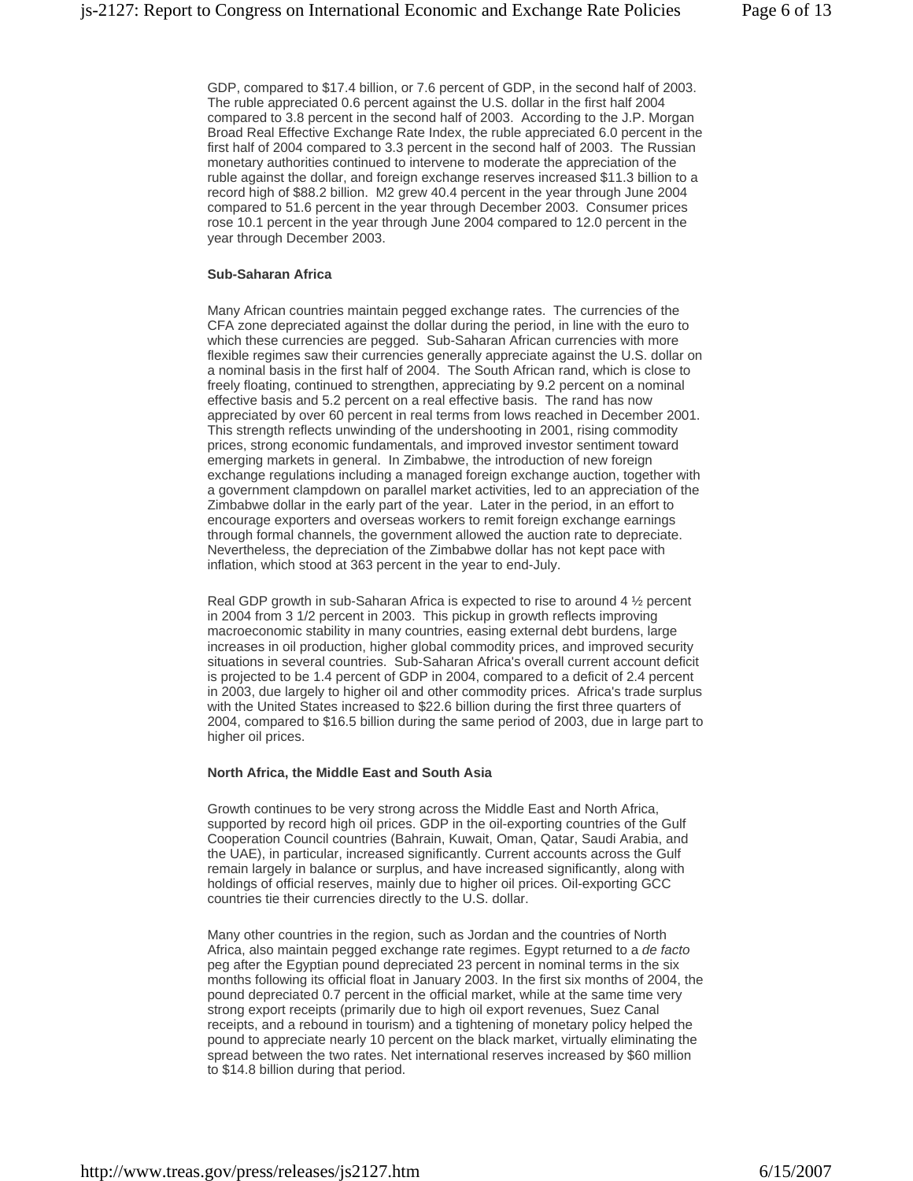GDP, compared to $17.4 billion, or 7.6 percent of GDP, in the second half of 2003. The ruble appreciated 0.6 percent against the U.S. dollar in the first half 2004 compared to 3.8 percent in the second half of 2003. According to the J.P. Morgan Broad Real Effective Exchange Rate Index, the ruble appreciated 6.0 percent in the first half of 2004 compared to 3.3 percent in the second half of 2003. The Russian monetary authorities continued to intervene to moderate the appreciation of the ruble against the dollar, and foreign exchange reserves increased $11.3 billion to a record high of $88.2 billion. M2 grew 40.4 percent in the year through June 2004 compared to 51.6 percent in the year through December 2003. Consumer prices rose 10.1 percent in the year through June 2004 compared to 12.0 percent in the year through December 2003.

**Sub-Saharan Africa**

Many African countries maintain pegged exchange rates. The currencies of the CFA zone depreciated against the dollar during the period, in line with the euro to which these currencies are pegged. Sub-Saharan African currencies with more flexible regimes saw their currencies generally appreciate against the U.S. dollar on a nominal basis in the first half of 2004. The South African rand, which is close to freely floating, continued to strengthen, appreciating by 9.2 percent on a nominal effective basis and 5.2 percent on a real effective basis. The rand has now appreciated by over 60 percent in real terms from lows reached in December 2001. This strength reflects unwinding of the undershooting in 2001, rising commodity prices, strong economic fundamentals, and improved investor sentiment toward emerging markets in general. In Zimbabwe, the introduction of new foreign exchange regulations including a managed foreign exchange auction, together with a government clampdown on parallel market activities, led to an appreciation of the Zimbabwe dollar in the early part of the year. Later in the period, in an effort to encourage exporters and overseas workers to remit foreign exchange earnings through formal channels, the government allowed the auction rate to depreciate. Nevertheless, the depreciation of the Zimbabwe dollar has not kept pace with inflation, which stood at 363 percent in the year to end-July.

Real GDP growth in sub-Saharan Africa is expected to rise to around 4 ½ percent in 2004 from 3 1/2 percent in 2003. This pickup in growth reflects improving macroeconomic stability in many countries, easing external debt burdens, large increases in oil production, higher global commodity prices, and improved security situations in several countries. Sub-Saharan Africa's overall current account deficit is projected to be 1.4 percent of GDP in 2004, compared to a deficit of 2.4 percent in 2003, due largely to higher oil and other commodity prices. Africa's trade surplus with the United States increased to $22.6 billion during the first three quarters of 2004, compared to $16.5 billion during the same period of 2003, due in large part to higher oil prices.

**North Africa, the Middle East and South Asia**

Growth continues to be very strong across the Middle East and North Africa, supported by record high oil prices. GDP in the oil-exporting countries of the Gulf Cooperation Council countries (Bahrain, Kuwait, Oman, Qatar, Saudi Arabia, and the UAE), in particular, increased significantly. Current accounts across the Gulf remain largely in balance or surplus, and have increased significantly, along with holdings of official reserves, mainly due to higher oil prices. Oil-exporting GCC countries tie their currencies directly to the U.S. dollar.

Many other countries in the region, such as Jordan and the countries of North Africa, also maintain pegged exchange rate regimes. Egypt returned to a *de facto* peg after the Egyptian pound depreciated 23 percent in nominal terms in the six months following its official float in January 2003. In the first six months of 2004, the pound depreciated 0.7 percent in the official market, while at the same time very strong export receipts (primarily due to high oil export revenues, Suez Canal receipts, and a rebound in tourism) and a tightening of monetary policy helped the pound to appreciate nearly 10 percent on the black market, virtually eliminating the spread between the two rates. Net international reserves increased by $60 million to $14.8 billion during that period.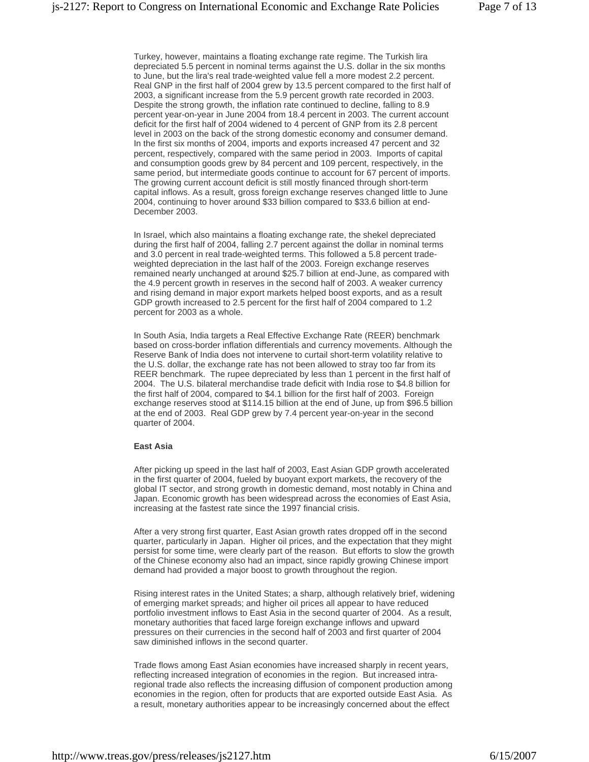Turkey, however, maintains a floating exchange rate regime. The Turkish lira depreciated 5.5 percent in nominal terms against the U.S. dollar in the six months to June, but the lira's real trade-weighted value fell a more modest 2.2 percent. Real GNP in the first half of 2004 grew by 13.5 percent compared to the first half of 2003, a significant increase from the 5.9 percent growth rate recorded in 2003. Despite the strong growth, the inflation rate continued to decline, falling to 8.9 percent year-on-year in June 2004 from 18.4 percent in 2003. The current account deficit for the first half of 2004 widened to 4 percent of GNP from its 2.8 percent level in 2003 on the back of the strong domestic economy and consumer demand. In the first six months of 2004, imports and exports increased 47 percent and 32 percent, respectively, compared with the same period in 2003. Imports of capital and consumption goods grew by 84 percent and 109 percent, respectively, in the same period, but intermediate goods continue to account for 67 percent of imports. The growing current account deficit is still mostly financed through short-term capital inflows. As a result, gross foreign exchange reserves changed little to June 2004, continuing to hover around $33 billion compared to $33.6 billion at end-December 2003.

In Israel, which also maintains a floating exchange rate, the shekel depreciated during the first half of 2004, falling 2.7 percent against the dollar in nominal terms and 3.0 percent in real trade-weighted terms. This followed a 5.8 percent trade-weighted depreciation in the last half of the 2003. Foreign exchange reserves remained nearly unchanged at around $25.7 billion at end-June, as compared with the 4.9 percent growth in reserves in the second half of 2003. A weaker currency and rising demand in major export markets helped boost exports, and as a result GDP growth increased to 2.5 percent for the first half of 2004 compared to 1.2 percent for 2003 as a whole.

In South Asia, India targets a Real Effective Exchange Rate (REER) benchmark based on cross-border inflation differentials and currency movements. Although the Reserve Bank of India does not intervene to curtail short-term volatility relative to the U.S. dollar, the exchange rate has not been allowed to stray too far from its REER benchmark. The rupee depreciated by less than 1 percent in the first half of 2004. The U.S. bilateral merchandise trade deficit with India rose to $4.8 billion for the first half of 2004, compared to $4.1 billion for the first half of 2003. Foreign exchange reserves stood at $114.15 billion at the end of June, up from $96.5 billion at the end of 2003. Real GDP grew by 7.4 percent year-on-year in the second quarter of 2004.

**East Asia**

After picking up speed in the last half of 2003, East Asian GDP growth accelerated in the first quarter of 2004, fueled by buoyant export markets, the recovery of the global IT sector, and strong growth in domestic demand, most notably in China and Japan. Economic growth has been widespread across the economies of East Asia, increasing at the fastest rate since the 1997 financial crisis.

After a very strong first quarter, East Asian growth rates dropped off in the second quarter, particularly in Japan. Higher oil prices, and the expectation that they might persist for some time, were clearly part of the reason. But efforts to slow the growth of the Chinese economy also had an impact, since rapidly growing Chinese import demand had provided a major boost to growth throughout the region.

Rising interest rates in the United States; a sharp, although relatively brief, widening of emerging market spreads; and higher oil prices all appear to have reduced portfolio investment inflows to East Asia in the second quarter of 2004. As a result, monetary authorities that faced large foreign exchange inflows and upward pressures on their currencies in the second half of 2003 and first quarter of 2004 saw diminished inflows in the second quarter.

Trade flows among East Asian economies have increased sharply in recent years, reflecting increased integration of economies in the region. But increased intra-regional trade also reflects the increasing diffusion of component production among economies in the region, often for products that are exported outside East Asia. As a result, monetary authorities appear to be increasingly concerned about the effect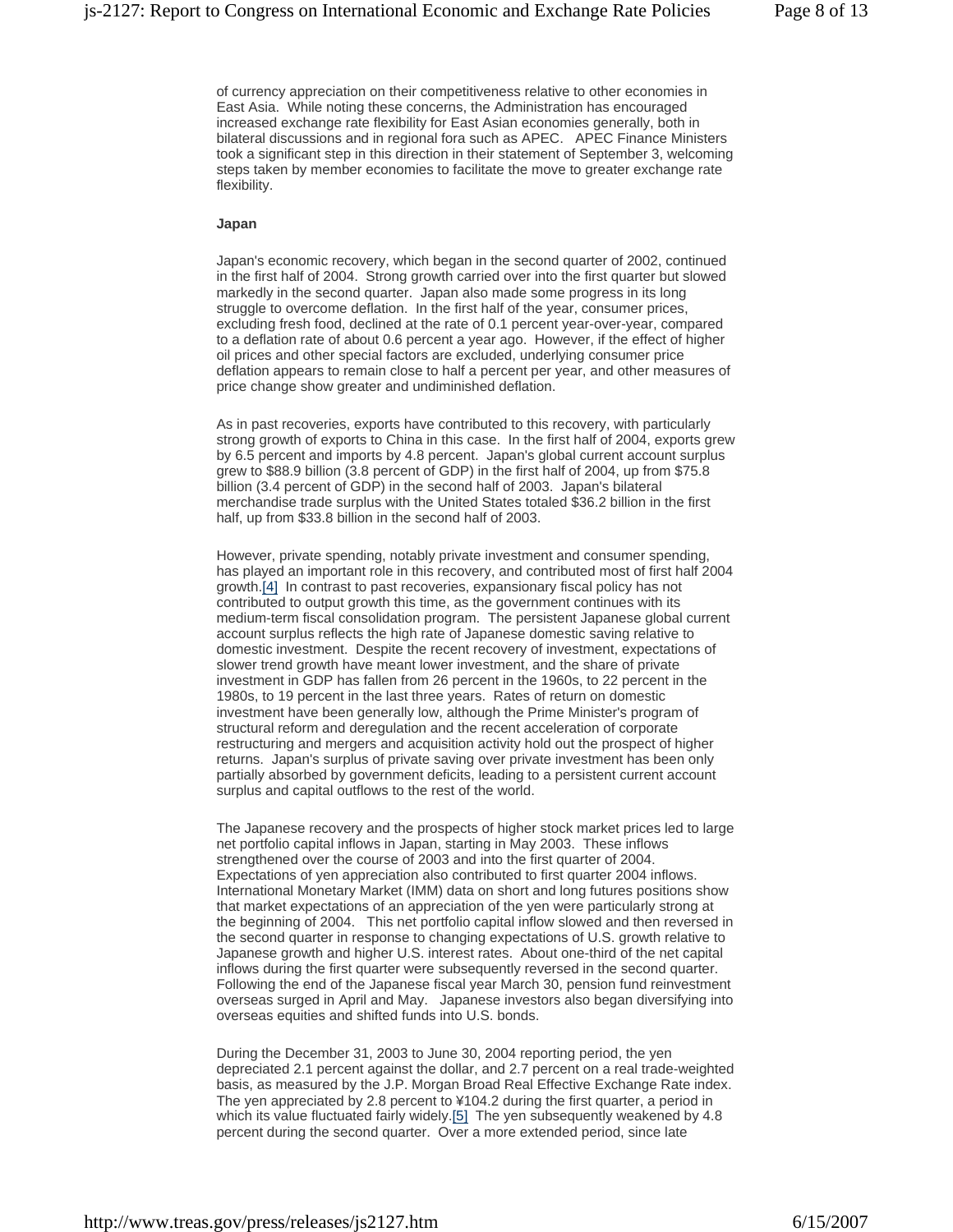of currency appreciation on their competitiveness relative to other economies in East Asia. While noting these concerns, the Administration has encouraged increased exchange rate flexibility for East Asian economies generally, both in bilateral discussions and in regional fora such as APEC. APEC Finance Ministers took a significant step in this direction in their statement of September 3, welcoming steps taken by member economies to facilitate the move to greater exchange rate flexibility.

**Japan**

Japan's economic recovery, which began in the second quarter of 2002, continued in the first half of 2004. Strong growth carried over into the first quarter but slowed markedly in the second quarter. Japan also made some progress in its long struggle to overcome deflation. In the first half of the year, consumer prices, excluding fresh food, declined at the rate of 0.1 percent year-over-year, compared to a deflation rate of about 0.6 percent a year ago. However, if the effect of higher oil prices and other special factors are excluded, underlying consumer price deflation appears to remain close to half a percent per year, and other measures of price change show greater and undiminished deflation.

As in past recoveries, exports have contributed to this recovery, with particularly strong growth of exports to China in this case. In the first half of 2004, exports grew by 6.5 percent and imports by 4.8 percent. Japan's global current account surplus grew to $88.9 billion (3.8 percent of GDP) in the first half of 2004, up from $75.8 billion (3.4 percent of GDP) in the second half of 2003. Japan's bilateral merchandise trade surplus with the United States totaled $36.2 billion in the first half, up from $33.8 billion in the second half of 2003.

However, private spending, notably private investment and consumer spending, has played an important role in this recovery, and contributed most of first half 2004 growth.[4] In contrast to past recoveries, expansionary fiscal policy has not contributed to output growth this time, as the government continues with its medium-term fiscal consolidation program. The persistent Japanese global current account surplus reflects the high rate of Japanese domestic saving relative to domestic investment. Despite the recent recovery of investment, expectations of slower trend growth have meant lower investment, and the share of private investment in GDP has fallen from 26 percent in the 1960s, to 22 percent in the 1980s, to 19 percent in the last three years. Rates of return on domestic investment have been generally low, although the Prime Minister's program of structural reform and deregulation and the recent acceleration of corporate restructuring and mergers and acquisition activity hold out the prospect of higher returns. Japan's surplus of private saving over private investment has been only partially absorbed by government deficits, leading to a persistent current account surplus and capital outflows to the rest of the world.

The Japanese recovery and the prospects of higher stock market prices led to large net portfolio capital inflows in Japan, starting in May 2003. These inflows strengthened over the course of 2003 and into the first quarter of 2004. Expectations of yen appreciation also contributed to first quarter 2004 inflows. International Monetary Market (IMM) data on short and long futures positions show that market expectations of an appreciation of the yen were particularly strong at the beginning of 2004. This net portfolio capital inflow slowed and then reversed in the second quarter in response to changing expectations of U.S. growth relative to Japanese growth and higher U.S. interest rates. About one-third of the net capital inflows during the first quarter were subsequently reversed in the second quarter. Following the end of the Japanese fiscal year March 30, pension fund reinvestment overseas surged in April and May. Japanese investors also began diversifying into overseas equities and shifted funds into U.S. bonds.

During the December 31, 2003 to June 30, 2004 reporting period, the yen depreciated 2.1 percent against the dollar, and 2.7 percent on a real trade-weighted basis, as measured by the J.P. Morgan Broad Real Effective Exchange Rate index. The yen appreciated by 2.8 percent to ¥104.2 during the first quarter, a period in which its value fluctuated fairly widely.[5] The yen subsequently weakened by 4.8 percent during the second quarter. Over a more extended period, since late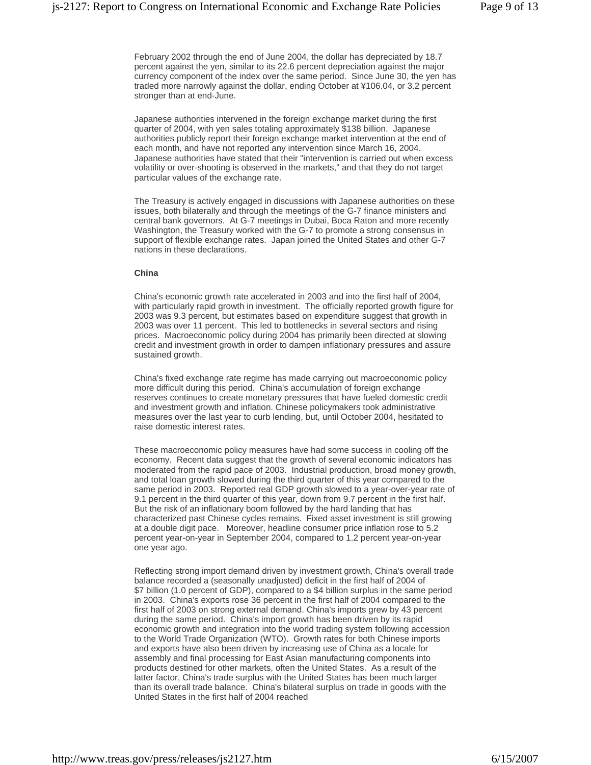February 2002 through the end of June 2004, the dollar has depreciated by 18.7 percent against the yen, similar to its 22.6 percent depreciation against the major currency component of the index over the same period. Since June 30, the yen has traded more narrowly against the dollar, ending October at ¥106.04, or 3.2 percent stronger than at end-June.

Japanese authorities intervened in the foreign exchange market during the first quarter of 2004, with yen sales totaling approximately $138 billion. Japanese authorities publicly report their foreign exchange market intervention at the end of each month, and have not reported any intervention since March 16, 2004. Japanese authorities have stated that their "intervention is carried out when excess volatility or over-shooting is observed in the markets," and that they do not target particular values of the exchange rate.

The Treasury is actively engaged in discussions with Japanese authorities on these issues, both bilaterally and through the meetings of the G-7 finance ministers and central bank governors. At G-7 meetings in Dubai, Boca Raton and more recently Washington, the Treasury worked with the G-7 to promote a strong consensus in support of flexible exchange rates. Japan joined the United States and other G-7 nations in these declarations.

**China**

China's economic growth rate accelerated in 2003 and into the first half of 2004, with particularly rapid growth in investment. The officially reported growth figure for 2003 was 9.3 percent, but estimates based on expenditure suggest that growth in 2003 was over 11 percent. This led to bottlenecks in several sectors and rising prices. Macroeconomic policy during 2004 has primarily been directed at slowing credit and investment growth in order to dampen inflationary pressures and assure sustained growth.

China's fixed exchange rate regime has made carrying out macroeconomic policy more difficult during this period. China's accumulation of foreign exchange reserves continues to create monetary pressures that have fueled domestic credit and investment growth and inflation. Chinese policymakers took administrative measures over the last year to curb lending, but, until October 2004, hesitated to raise domestic interest rates.

These macroeconomic policy measures have had some success in cooling off the economy. Recent data suggest that the growth of several economic indicators has moderated from the rapid pace of 2003. Industrial production, broad money growth, and total loan growth slowed during the third quarter of this year compared to the same period in 2003. Reported real GDP growth slowed to a year-over-year rate of 9.1 percent in the third quarter of this year, down from 9.7 percent in the first half. But the risk of an inflationary boom followed by the hard landing that has characterized past Chinese cycles remains. Fixed asset investment is still growing at a double digit pace. Moreover, headline consumer price inflation rose to 5.2 percent year-on-year in September 2004, compared to 1.2 percent year-on-year one year ago.

Reflecting strong import demand driven by investment growth, China's overall trade balance recorded a (seasonally unadjusted) deficit in the first half of 2004 of $7 billion (1.0 percent of GDP), compared to a $4 billion surplus in the same period in 2003. China's exports rose 36 percent in the first half of 2004 compared to the first half of 2003 on strong external demand. China's imports grew by 43 percent during the same period. China's import growth has been driven by its rapid economic growth and integration into the world trading system following accession to the World Trade Organization (WTO). Growth rates for both Chinese imports and exports have also been driven by increasing use of China as a locale for assembly and final processing for East Asian manufacturing components into products destined for other markets, often the United States. As a result of the latter factor, China's trade surplus with the United States has been much larger than its overall trade balance. China's bilateral surplus on trade in goods with the United States in the first half of 2004 reached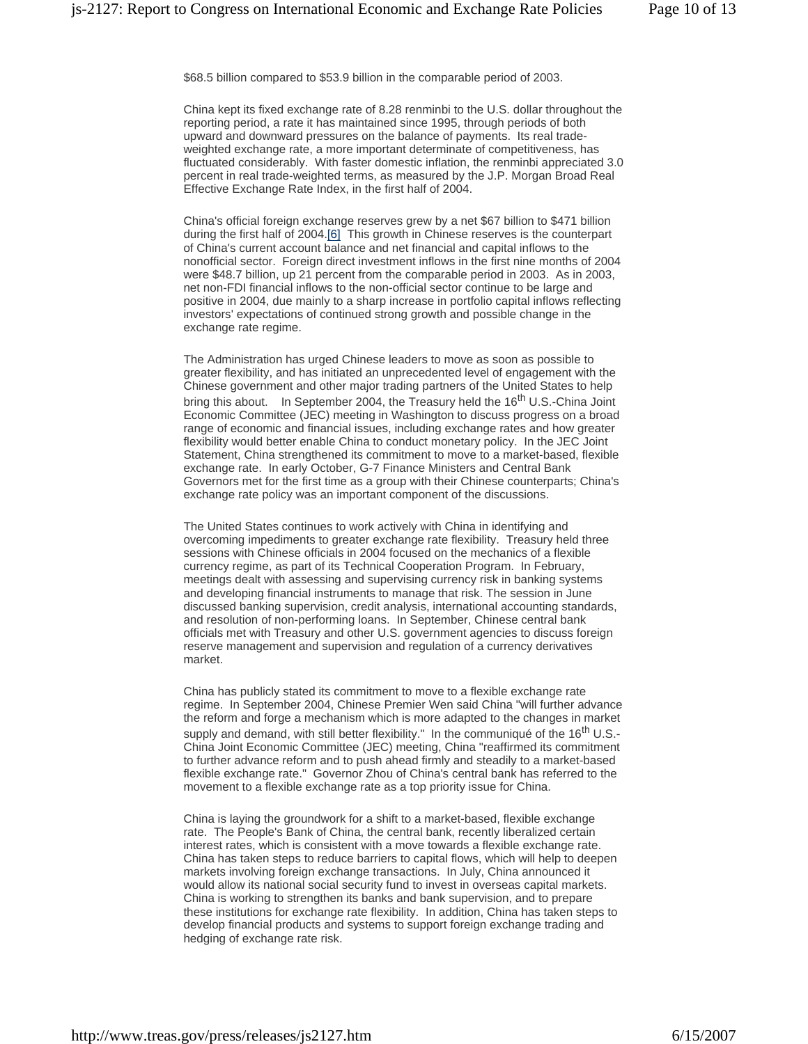$68.5 billion compared to $53.9 billion in the comparable period of 2003.

China kept its fixed exchange rate of 8.28 renminbi to the U.S. dollar throughout the reporting period, a rate it has maintained since 1995, through periods of both upward and downward pressures on the balance of payments. Its real trade-weighted exchange rate, a more important determinate of competitiveness, has fluctuated considerably. With faster domestic inflation, the renminbi appreciated 3.0 percent in real trade-weighted terms, as measured by the J.P. Morgan Broad Real Effective Exchange Rate Index, in the first half of 2004.

China's official foreign exchange reserves grew by a net $67 billion to $471 billion during the first half of 2004.[6] This growth in Chinese reserves is the counterpart of China's current account balance and net financial and capital inflows to the nonofficial sector. Foreign direct investment inflows in the first nine months of 2004 were $48.7 billion, up 21 percent from the comparable period in 2003. As in 2003, net non-FDI financial inflows to the non-official sector continue to be large and positive in 2004, due mainly to a sharp increase in portfolio capital inflows reflecting investors' expectations of continued strong growth and possible change in the exchange rate regime.

The Administration has urged Chinese leaders to move as soon as possible to greater flexibility, and has initiated an unprecedented level of engagement with the Chinese government and other major trading partners of the United States to help bring this about. In September 2004, the Treasury held the 16th U.S.-China Joint Economic Committee (JEC) meeting in Washington to discuss progress on a broad range of economic and financial issues, including exchange rates and how greater flexibility would better enable China to conduct monetary policy. In the JEC Joint Statement, China strengthened its commitment to move to a market-based, flexible exchange rate. In early October, G-7 Finance Ministers and Central Bank Governors met for the first time as a group with their Chinese counterparts; China's exchange rate policy was an important component of the discussions.

The United States continues to work actively with China in identifying and overcoming impediments to greater exchange rate flexibility. Treasury held three sessions with Chinese officials in 2004 focused on the mechanics of a flexible currency regime, as part of its Technical Cooperation Program. In February, meetings dealt with assessing and supervising currency risk in banking systems and developing financial instruments to manage that risk. The session in June discussed banking supervision, credit analysis, international accounting standards, and resolution of non-performing loans. In September, Chinese central bank officials met with Treasury and other U.S. government agencies to discuss foreign reserve management and supervision and regulation of a currency derivatives market.

China has publicly stated its commitment to move to a flexible exchange rate regime. In September 2004, Chinese Premier Wen said China "will further advance the reform and forge a mechanism which is more adapted to the changes in market supply and demand, with still better flexibility." In the communiqué of the 16th U.S.-China Joint Economic Committee (JEC) meeting, China "reaffirmed its commitment to further advance reform and to push ahead firmly and steadily to a market-based flexible exchange rate." Governor Zhou of China's central bank has referred to the movement to a flexible exchange rate as a top priority issue for China.

China is laying the groundwork for a shift to a market-based, flexible exchange rate. The People's Bank of China, the central bank, recently liberalized certain interest rates, which is consistent with a move towards a flexible exchange rate. China has taken steps to reduce barriers to capital flows, which will help to deepen markets involving foreign exchange transactions. In July, China announced it would allow its national social security fund to invest in overseas capital markets. China is working to strengthen its banks and bank supervision, and to prepare these institutions for exchange rate flexibility. In addition, China has taken steps to develop financial products and systems to support foreign exchange trading and hedging of exchange rate risk.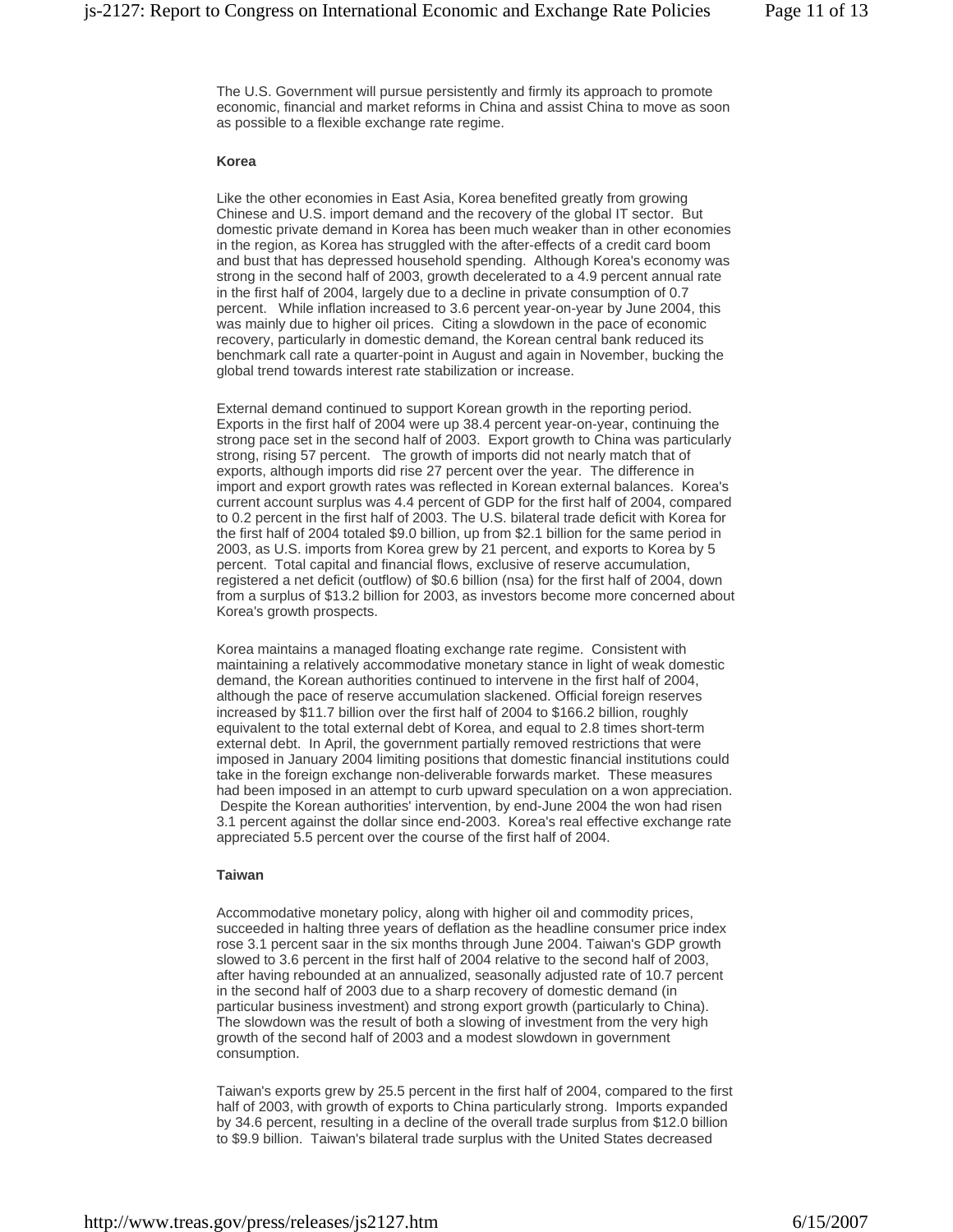The U.S. Government will pursue persistently and firmly its approach to promote economic, financial and market reforms in China and assist China to move as soon as possible to a flexible exchange rate regime.

**Korea**

Like the other economies in East Asia, Korea benefited greatly from growing Chinese and U.S. import demand and the recovery of the global IT sector. But domestic private demand in Korea has been much weaker than in other economies in the region, as Korea has struggled with the after-effects of a credit card boom and bust that has depressed household spending. Although Korea's economy was strong in the second half of 2003, growth decelerated to a 4.9 percent annual rate in the first half of 2004, largely due to a decline in private consumption of 0.7 percent. While inflation increased to 3.6 percent year-on-year by June 2004, this was mainly due to higher oil prices. Citing a slowdown in the pace of economic recovery, particularly in domestic demand, the Korean central bank reduced its benchmark call rate a quarter-point in August and again in November, bucking the global trend towards interest rate stabilization or increase.

External demand continued to support Korean growth in the reporting period. Exports in the first half of 2004 were up 38.4 percent year-on-year, continuing the strong pace set in the second half of 2003. Export growth to China was particularly strong, rising 57 percent. The growth of imports did not nearly match that of exports, although imports did rise 27 percent over the year. The difference in import and export growth rates was reflected in Korean external balances. Korea's current account surplus was 4.4 percent of GDP for the first half of 2004, compared to 0.2 percent in the first half of 2003. The U.S. bilateral trade deficit with Korea for the first half of 2004 totaled $9.0 billion, up from $2.1 billion for the same period in 2003, as U.S. imports from Korea grew by 21 percent, and exports to Korea by 5 percent. Total capital and financial flows, exclusive of reserve accumulation, registered a net deficit (outflow) of $0.6 billion (nsa) for the first half of 2004, down from a surplus of $13.2 billion for 2003, as investors become more concerned about Korea's growth prospects.

Korea maintains a managed floating exchange rate regime. Consistent with maintaining a relatively accommodative monetary stance in light of weak domestic demand, the Korean authorities continued to intervene in the first half of 2004, although the pace of reserve accumulation slackened. Official foreign reserves increased by $11.7 billion over the first half of 2004 to $166.2 billion, roughly equivalent to the total external debt of Korea, and equal to 2.8 times short-term external debt. In April, the government partially removed restrictions that were imposed in January 2004 limiting positions that domestic financial institutions could take in the foreign exchange non-deliverable forwards market. These measures had been imposed in an attempt to curb upward speculation on a won appreciation. Despite the Korean authorities' intervention, by end-June 2004 the won had risen 3.1 percent against the dollar since end-2003. Korea's real effective exchange rate appreciated 5.5 percent over the course of the first half of 2004.

**Taiwan**

Accommodative monetary policy, along with higher oil and commodity prices, succeeded in halting three years of deflation as the headline consumer price index rose 3.1 percent saar in the six months through June 2004. Taiwan's GDP growth slowed to 3.6 percent in the first half of 2004 relative to the second half of 2003, after having rebounded at an annualized, seasonally adjusted rate of 10.7 percent in the second half of 2003 due to a sharp recovery of domestic demand (in particular business investment) and strong export growth (particularly to China). The slowdown was the result of both a slowing of investment from the very high growth of the second half of 2003 and a modest slowdown in government consumption.

Taiwan's exports grew by 25.5 percent in the first half of 2004, compared to the first half of 2003, with growth of exports to China particularly strong. Imports expanded by 34.6 percent, resulting in a decline of the overall trade surplus from $12.0 billion to $9.9 billion. Taiwan's bilateral trade surplus with the United States decreased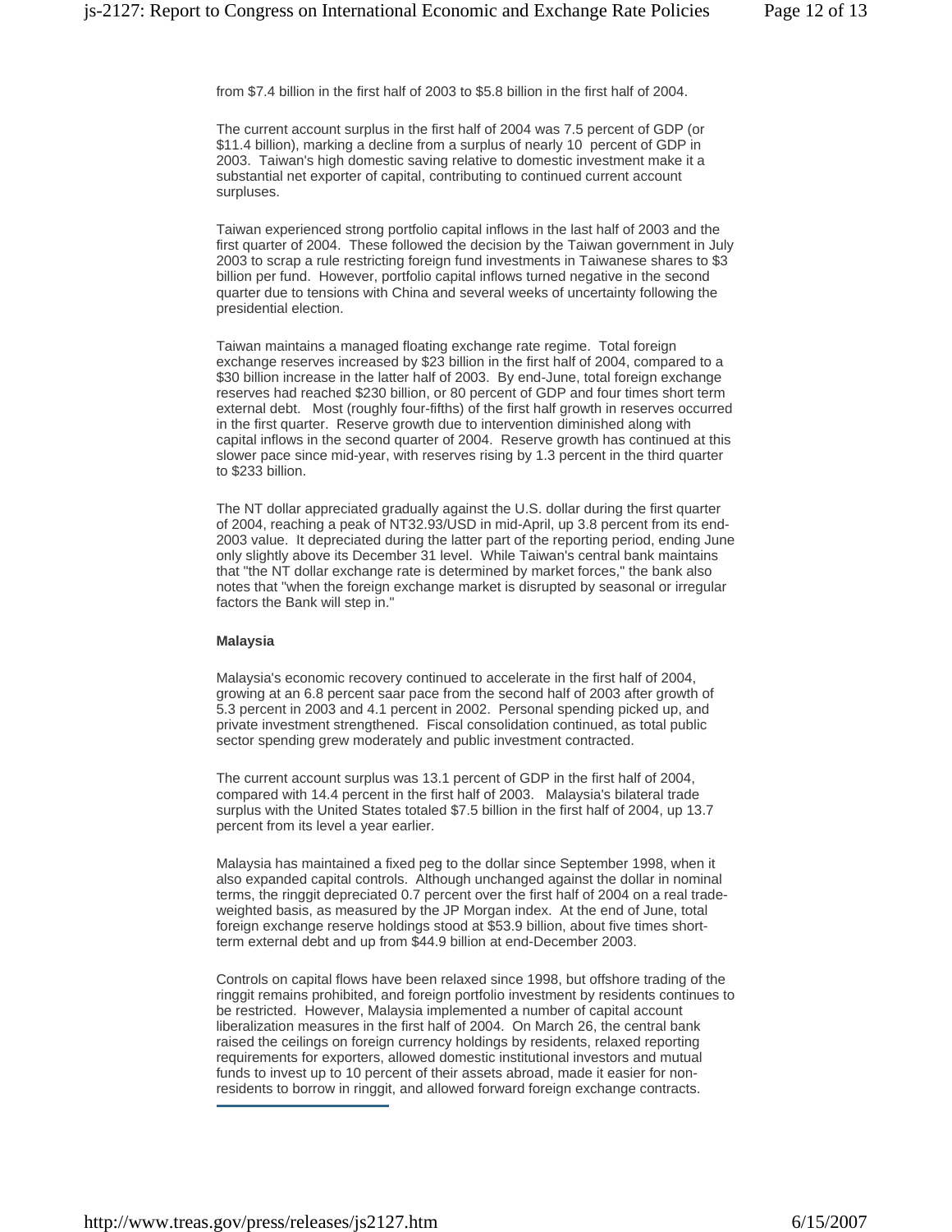from $7.4 billion in the first half of 2003 to $5.8 billion in the first half of 2004.

The current account surplus in the first half of 2004 was 7.5 percent of GDP (or $11.4 billion), marking a decline from a surplus of nearly 10 percent of GDP in 2003. Taiwan's high domestic saving relative to domestic investment make it a substantial net exporter of capital, contributing to continued current account surpluses.

Taiwan experienced strong portfolio capital inflows in the last half of 2003 and the first quarter of 2004. These followed the decision by the Taiwan government in July 2003 to scrap a rule restricting foreign fund investments in Taiwanese shares to $3 billion per fund. However, portfolio capital inflows turned negative in the second quarter due to tensions with China and several weeks of uncertainty following the presidential election.

Taiwan maintains a managed floating exchange rate regime. Total foreign exchange reserves increased by $23 billion in the first half of 2004, compared to a $30 billion increase in the latter half of 2003. By end-June, total foreign exchange reserves had reached $230 billion, or 80 percent of GDP and four times short term external debt. Most (roughly four-fifths) of the first half growth in reserves occurred in the first quarter. Reserve growth due to intervention diminished along with capital inflows in the second quarter of 2004. Reserve growth has continued at this slower pace since mid-year, with reserves rising by 1.3 percent in the third quarter to $233 billion.

The NT dollar appreciated gradually against the U.S. dollar during the first quarter of 2004, reaching a peak of NT32.93/USD in mid-April, up 3.8 percent from its end-2003 value. It depreciated during the latter part of the reporting period, ending June only slightly above its December 31 level. While Taiwan's central bank maintains that "the NT dollar exchange rate is determined by market forces," the bank also notes that "when the foreign exchange market is disrupted by seasonal or irregular factors the Bank will step in."

**Malaysia**

Malaysia's economic recovery continued to accelerate in the first half of 2004, growing at an 6.8 percent saar pace from the second half of 2003 after growth of 5.3 percent in 2003 and 4.1 percent in 2002. Personal spending picked up, and private investment strengthened. Fiscal consolidation continued, as total public sector spending grew moderately and public investment contracted.

The current account surplus was 13.1 percent of GDP in the first half of 2004, compared with 14.4 percent in the first half of 2003. Malaysia's bilateral trade surplus with the United States totaled $7.5 billion in the first half of 2004, up 13.7 percent from its level a year earlier.

Malaysia has maintained a fixed peg to the dollar since September 1998, when it also expanded capital controls. Although unchanged against the dollar in nominal terms, the ringgit depreciated 0.7 percent over the first half of 2004 on a real trade-weighted basis, as measured by the JP Morgan index. At the end of June, total foreign exchange reserve holdings stood at $53.9 billion, about five times short-term external debt and up from $44.9 billion at end-December 2003.

Controls on capital flows have been relaxed since 1998, but offshore trading of the ringgit remains prohibited, and foreign portfolio investment by residents continues to be restricted. However, Malaysia implemented a number of capital account liberalization measures in the first half of 2004. On March 26, the central bank raised the ceilings on foreign currency holdings by residents, relaxed reporting requirements for exporters, allowed domestic institutional investors and mutual funds to invest up to 10 percent of their assets abroad, made it easier for non-residents to borrow in ringgit, and allowed forward foreign exchange contracts.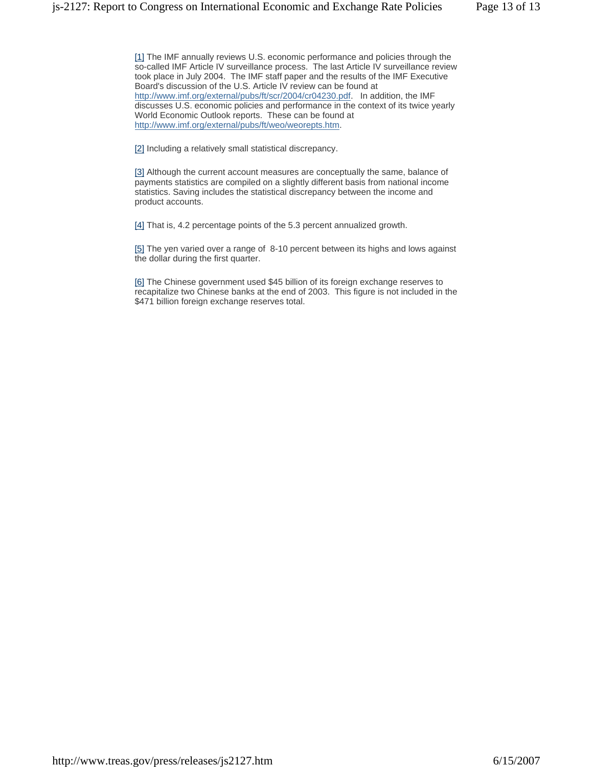[1] The IMF annually reviews U.S. economic performance and policies through the so-called IMF Article IV surveillance process. The last Article IV surveillance review took place in July 2004. The IMF staff paper and the results of the IMF Executive Board's discussion of the U.S. Article IV review can be found at http://www.imf.org/external/pubs/ft/scr/2004/cr04230.pdf. In addition, the IMF discusses U.S. economic policies and performance in the context of its twice yearly World Economic Outlook reports. These can be found at http://www.imf.org/external/pubs/ft/weo/weorepts.htm.

[2] Including a relatively small statistical discrepancy.

[3] Although the current account measures are conceptually the same, balance of payments statistics are compiled on a slightly different basis from national income statistics. Saving includes the statistical discrepancy between the income and product accounts.

[4] That is, 4.2 percentage points of the 5.3 percent annualized growth.

[5] The yen varied over a range of 8-10 percent between its highs and lows against the dollar during the first quarter.

[6] The Chinese government used $45 billion of its foreign exchange reserves to recapitalize two Chinese banks at the end of 2003. This figure is not included in the $471 billion foreign exchange reserves total.